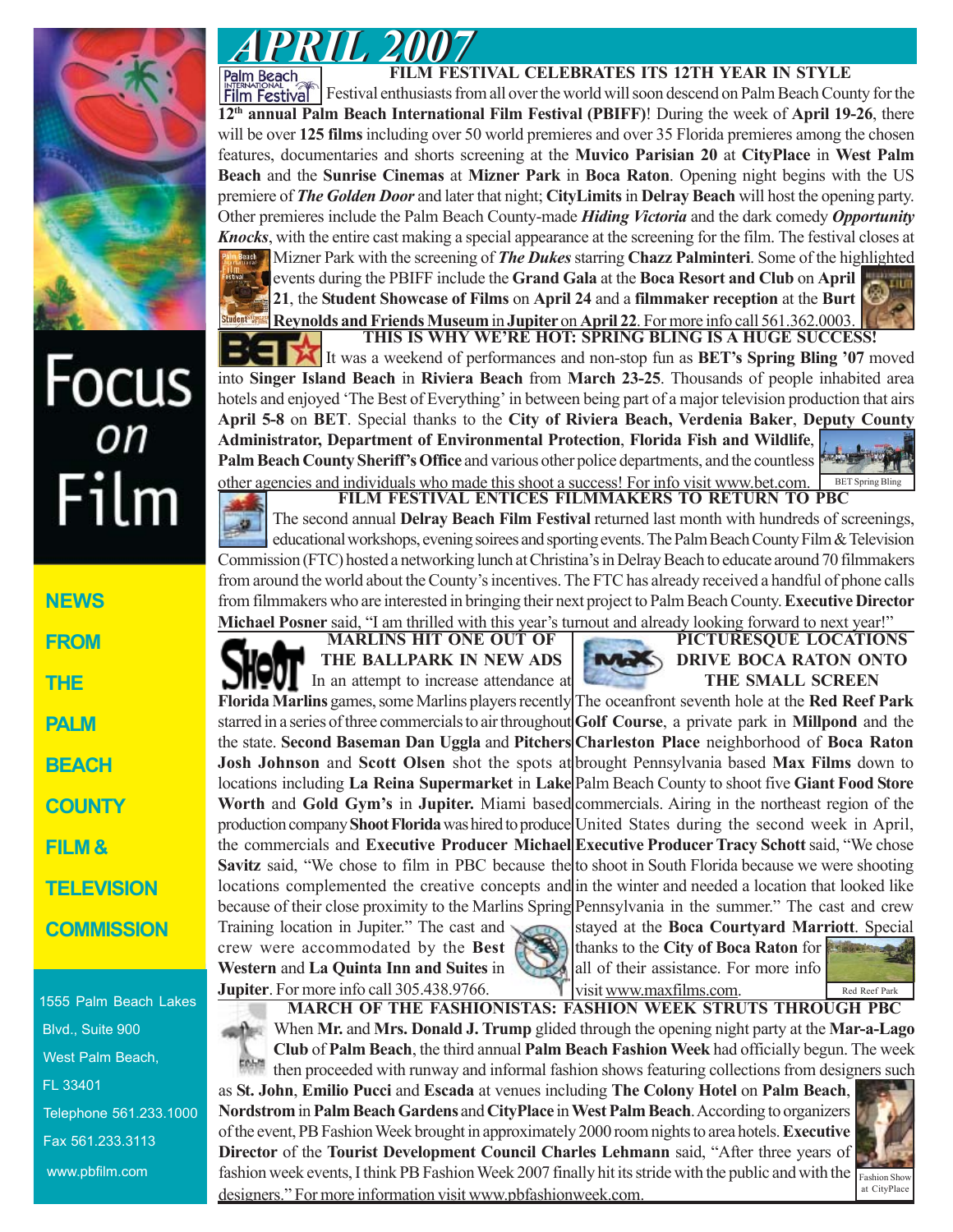# APRIL 2007

## FILM FESTIVAL CELEBRATES ITS 12TH YEAR IN STYLE

Festival enthusiasts from all over the world will soon descend on Palm Beach County for the **12th annual Palm Beach International Film Festival (PBIFF)**! During the week of **April 19-26**, there will be over **125 films** including over 50 world premieres and over 35 Florida premieres among the chosen features, documentaries and shorts screening at the **Muvico Parisian 20** at **CityPlace** in **West Palm Beach** and the **Sunrise Cinemas** at **Mizner Park** in **Boca Raton**. Opening night begins with the US premiere of ***The Golden Door*** and later that night; **CityLimits** in **Delray Beach** will host the opening party. Other premieres include the Palm Beach County-made ***Hiding Victoria*** and the dark comedy ***Opportunity Knocks***, with the entire cast making a special appearance at the screening for the film. The festival closes at Mizner Park with the screening of ***The Dukes*** starring **Chazz Palminteri**. Some of the highlighted events during the PBIFF include the **Grand Gala** at the **Boca Resort and Club** on **April 21**, the **Student Showcase of Films** on **April 24** and a **filmmaker reception** at the **Burt Reynolds and Friends Museum** in **Jupiter** on **April 22**. For more info call 561.362.0003.

## THIS IS WHY WE'RE HOT: SPRING BLING IS A HUGE SUCCESS!

It was a weekend of performances and non-stop fun as **BET's Spring Bling '07** moved into **Singer Island Beach** in **Riviera Beach** from **March 23-25**. Thousands of people inhabited area hotels and enjoyed 'The Best of Everything' in between being part of a major television production that airs **April 5-8** on **BET**. Special thanks to the **City of Riviera Beach, Verdenia Baker**, **Deputy County Administrator, Department of Environmental Protection**, **Florida Fish and Wildlife**, **Palm Beach County Sheriff's Office** and various other police departments, and the countless other agencies and individuals who made this shoot a success! For info visit www.bet.com.

BET Spring Bling

## FILM FESTIVAL ENTICES FILMMAKERS TO RETURN TO PBC

The second annual **Delray Beach Film Festival** returned last month with hundreds of screenings, educational workshops, evening soirees and sporting events. The Palm Beach County Film & Television Commission (FTC) hosted a networking lunch at Christina's in Delray Beach to educate around 70 filmmakers from around the world about the County's incentives. The FTC has already received a handful of phone calls from filmmakers who are interested in bringing their next project to Palm Beach County. **Executive Director Michael Posner** said, "I am thrilled with this year's turnout and already looking forward to next year!"

## MARLINS HIT ONE OUT OF THE BALLPARK IN NEW ADS

In an attempt to increase attendance at **Florida Marlins** games, some Marlins players recently starred in a series of three commercials to air throughout the state. **Second Baseman Dan Uggla** and **Pitchers Josh Johnson** and **Scott Olsen** shot the spots at locations including **La Reina Supermarket** in **Lake Worth** and **Gold Gym's** in **Jupiter.** Miami based production company **Shoot Florida** was hired to produce the commercials and **Executive Producer Michael Savitz** said, "We chose to film in PBC because the locations complemented the creative concepts and because of their close proximity to the Marlins Spring Training location in Jupiter." The cast and crew were accommodated by the **Best Western** and **La Quinta Inn and Suites** in **Jupiter**. For more info call 305.438.9766.

## PICTURESQUE LOCATIONS DRIVE BOCA RATON ONTO THE SMALL SCREEN

The oceanfront seventh hole at the **Red Reef Park Golf Course**, a private park in **Millpond** and the **Charleston Place** neighborhood of **Boca Raton** brought Pennsylvania based **Max Films** down to Palm Beach County to shoot five **Giant Food Store** commercials. Airing in the northeast region of the United States during the second week in April, **Executive Producer Tracy Schott** said, "We chose to shoot in South Florida because we were shooting in the winter and needed a location that looked like Pennsylvania in the summer." The cast and crew stayed at the **Boca Courtyard Marriott**. Special thanks to the **City of Boca Raton** for all of their assistance. For more info visit www.maxfilms.com.

Red Reef Park

## MARCH OF THE FASHIONISTAS: FASHION WEEK STRUTS THROUGH PBC

When **Mr.** and **Mrs. Donald J. Trump** glided through the opening night party at the **Mar-a-Lago Club** of **Palm Beach**, the third annual **Palm Beach Fashion Week** had officially begun. The week then proceeded with runway and informal fashion shows featuring collections from designers such as **St. John**, **Emilio Pucci** and **Escada** at venues including **The Colony Hotel** on **Palm Beach**, **Nordstrom** in **Palm Beach Gardens** and **CityPlace** in **West Palm Beach**. According to organizers of the event, PB Fashion Week brought in approximately 2000 room nights to area hotels. **Executive Director** of the **Tourist Development Council Charles Lehmann** said, "After three years of fashion week events, I think PB Fashion Week 2007 finally hit its stride with the public and with the designers." For more information visit www.pbfashionweek.com.

Fashion Show at CityPlace

---

**Focus on Film**

**NEWS FROM THE PALM BEACH COUNTY FILM & TELEVISION COMMISSION**

1555 Palm Beach Lakes Blvd., Suite 900
West Palm Beach, FL 33401
Telephone 561.233.1000
Fax 561.233.3113
www.pbfilm.com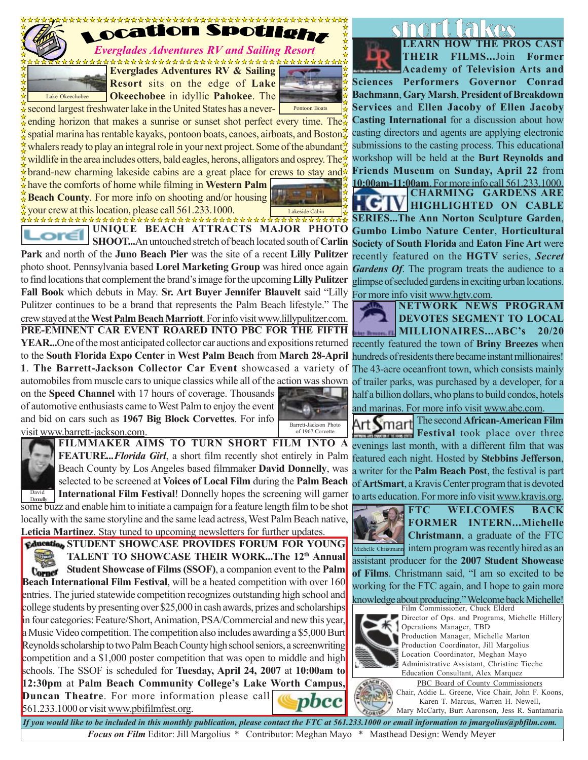# Location Spotlight

*Everglades Adventures RV and Sailing Resort*

Lake Okeechobee

Pontoon Boats

**Everglades Adventures RV & Sailing Resort** sits on the edge of **Lake Okeechobee** in idyllic **Pahokee**. The second largest freshwater lake in the United States has a never-ending horizon that makes a sunrise or sunset shot perfect every time. The spatial marina has rentable kayaks, pontoon boats, canoes, airboats, and Boston whalers ready to play an integral role in your next project. Some of the abundant wildlife in the area includes otters, bald eagles, herons, alligators and osprey. The brand-new charming lakeside cabins are a great place for crews to stay and have the comforts of home while filming in **Western Palm Beach County**. For more info on shooting and/or housing your crew at this location, please call 561.233.1000.

Lakeside Cabin

**UNIQUE BEACH ATTRACTS MAJOR PHOTO SHOOT...**An untouched stretch of beach located south of **Carlin Park** and north of the **Juno Beach Pier** was the site of a recent **Lilly Pulitzer** photo shoot. Pennsylvania based **Lorel Marketing Group** was hired once again to find locations that complement the brand's image for the upcoming **Lilly Pulitzer Fall Book** which debuts in May. **Sr. Art Buyer Jennifer Blauvelt** said "Lilly Pulitzer continues to be a brand that represents the Palm Beach lifestyle." The crew stayed at the **West Palm Beach Marriott**. For info visit www.lillypulitzer.com.

**PRE-EMINENT CAR EVENT ROARED INTO PBC FOR THE FIFTH YEAR...**One of the most anticipated collector car auctions and expositions returned to the **South Florida Expo Center** in **West Palm Beach** from **March 28-April 1**. **The Barrett-Jackson Collector Car Event** showcased a variety of automobiles from muscle cars to unique classics while all of the action was shown on the **Speed Channel** with 17 hours of coverage. Thousands of automotive enthusiasts came to West Palm to enjoy the event and bid on cars such as **1967 Big Block Corvettes**. For info visit www.barrett-jackson.com.

Barrett-Jackson Photo of 1967 Corvette

**FILMMAKER AIMS TO TURN SHORT FILM INTO A FEATURE...*Florida Girl***, a short film recently shot entirely in Palm Beach County by Los Angeles based filmmaker **David Donnelly**, was selected to be screened at **Voices of Local Film** during the **Palm Beach International Film Festival**! Donnelly hopes the screening will garner some buzz and enable him to initiate a campaign for a feature length film to be shot locally with the same storyline and the same lead actress, West Palm Beach native, **Leticia Martinez**. Stay tuned to upcoming newsletters for further updates.

David Donnelly

Education Corner

**STUDENT SHOWCASE PROVIDES FORUM FOR YOUNG TALENT TO SHOWCASE THEIR WORK...The 12th Annual Student Showcase of Films (SSOF)**, a companion event to the **Palm Beach International Film Festival**, will be a heated competition with over 160 entries. The juried statewide competition recognizes outstanding high school and college students by presenting over $25,000 in cash awards, prizes and scholarships in four categories: Feature/Short, Animation, PSA/Commercial and new this year, a Music Video competition. The competition also includes awarding a $5,000 Burt Reynolds scholarship to two Palm Beach County high school seniors, a screenwriting competition and a $1,000 poster competition that was open to middle and high schools. The SSOF is scheduled for **Tuesday, April 24, 2007** at **10:00am to 12:30pm** at **Palm Beach Community College's Lake Worth Campus, Duncan Theatre**. For more information please call 561.233.1000 or visit www.pbifilmfest.org.

# short takes

**LEARN HOW THE PROS CAST THEIR FILMS...**Join **Former Academy of Television Arts and Sciences Performers Governor Conrad Bachmann**, **Gary Marsh**, **President of Breakdown Services** and **Ellen Jacoby of Ellen Jacoby Casting International** for a discussion about how casting directors and agents are applying electronic submissions to the casting process. This educational workshop will be held at the **Burt Reynolds and Friends Museum** on **Sunday, April 22** from **10:00am-11:00am**. For more info call 561.233.1000.

**CHARMING GARDENS ARE HIGHLIGHTED ON CABLE SERIES...The Ann Norton Sculpture Garden**, **Gumbo Limbo Nature Center**, **Horticultural Society of South Florida** and **Eaton Fine Art** were recently featured on the **HGTV** series, ***Secret Gardens Of***. The program treats the audience to a glimpse of secluded gardens in exciting urban locations. For more info visit www.hgtv.com.

**NETWORK NEWS PROGRAM DEVOTES SEGMENT TO LOCAL MILLIONAIRES...ABC's 20/20** recently featured the town of **Briny Breezes** when hundreds of residents there became instant millionaires! The 43-acre oceanfront town, which consists mainly of trailer parks, was purchased by a developer, for a half a billion dollars, who plans to build condos, hotels and marinas. For more info visit www.abc.com.

The second **African-American Film Festival** took place over three evenings last month, with a different film that was featured each night. Hosted by **Stebbins Jefferson**, a writer for the **Palm Beach Post**, the festival is part of **ArtSmart**, a Kravis Center program that is devoted to arts education. For more info visit www.kravis.org.

**FTC WELCOMES BACK FORMER INTERN...Michelle Christmann**, a graduate of the FTC intern program was recently hired as an assistant producer for the **2007 Student Showcase of Films**. Christmann said, "I am so excited to be working for the FTC again, and I hope to gain more knowledge about producing." Welcome back Michelle!

Michelle Christmann

Film Commissioner, Chuck Elderd
Director of Ops. and Programs, Michelle Hillery
Operations Manager, TBD
Production Manager, Michelle Marton
Production Coordinator, Jill Margolius
Location Coordinator, Meghan Mayo
Administrative Assistant, Christine Tieche
Education Consultant, Alex Marquez

PBC Board of County Commissioners
Chair, Addie L. Greene, Vice Chair, John F. Koons, Karen T. Marcus, Warren H. Newell, Mary McCarty, Burt Aaronson, Jess R. Santamaria

*If you would like to be included in this monthly publication, please contact the FTC at 561.233.1000 or email information to jmargolius@pbfilm.com.*

***Focus on Film*** Editor: Jill Margolius * Contributor: Meghan Mayo * Masthead Design: Wendy Meyer